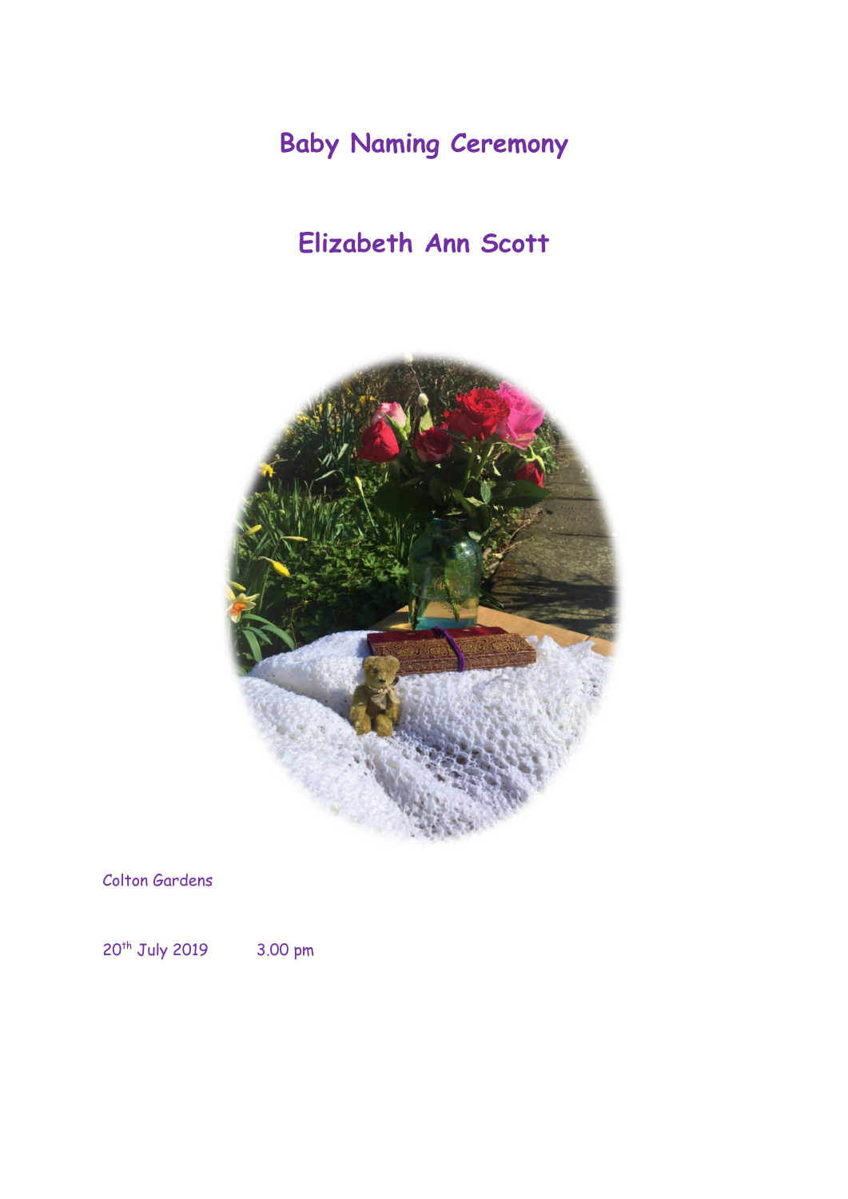# Baby Naming Ceremony

## Elizabeth Ann Scott

Colton Gardens

20th July 2019 3.00 pm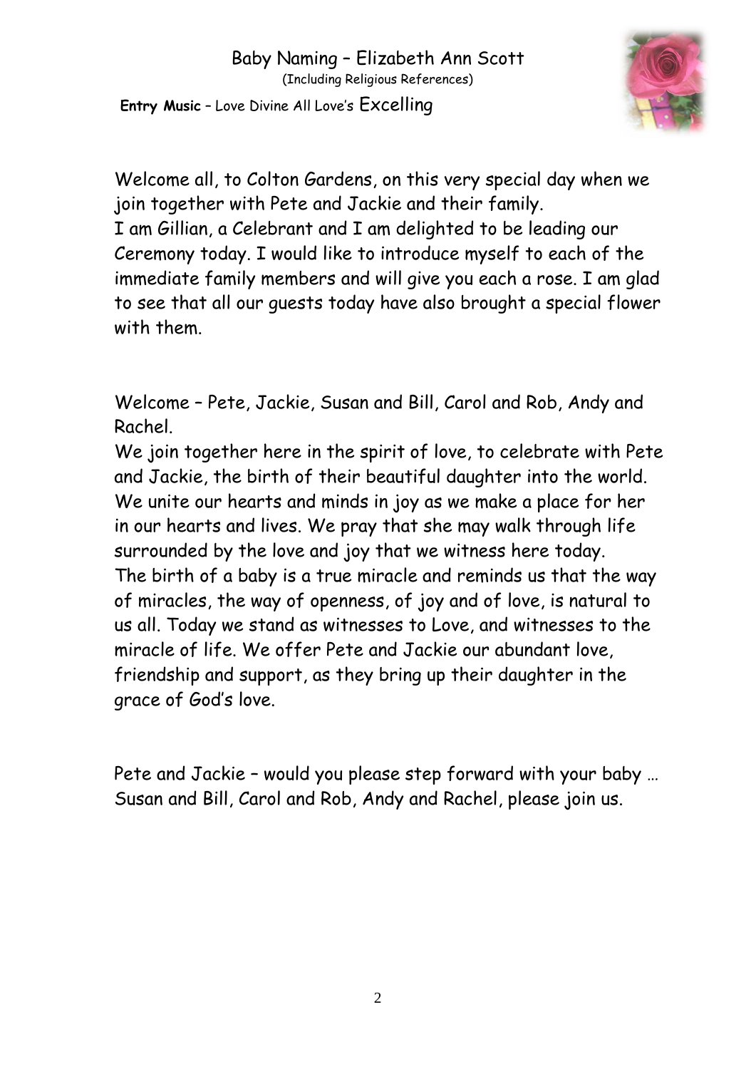# Baby Naming – Elizabeth Ann Scott

(Including Religious References)

**Entry Music** – Love Divine All Love's Excelling

Welcome all, to Colton Gardens, on this very special day when we join together with Pete and Jackie and their family.
I am Gillian, a Celebrant and I am delighted to be leading our Ceremony today. I would like to introduce myself to each of the immediate family members and will give you each a rose. I am glad to see that all our guests today have also brought a special flower with them.

Welcome – Pete, Jackie, Susan and Bill, Carol and Rob, Andy and Rachel.
We join together here in the spirit of love, to celebrate with Pete and Jackie, the birth of their beautiful daughter into the world. We unite our hearts and minds in joy as we make a place for her in our hearts and lives. We pray that she may walk through life surrounded by the love and joy that we witness here today.
The birth of a baby is a true miracle and reminds us that the way of miracles, the way of openness, of joy and of love, is natural to us all. Today we stand as witnesses to Love, and witnesses to the miracle of life. We offer Pete and Jackie our abundant love, friendship and support, as they bring up their daughter in the grace of God's love.

Pete and Jackie – would you please step forward with your baby … Susan and Bill, Carol and Rob, Andy and Rachel, please join us.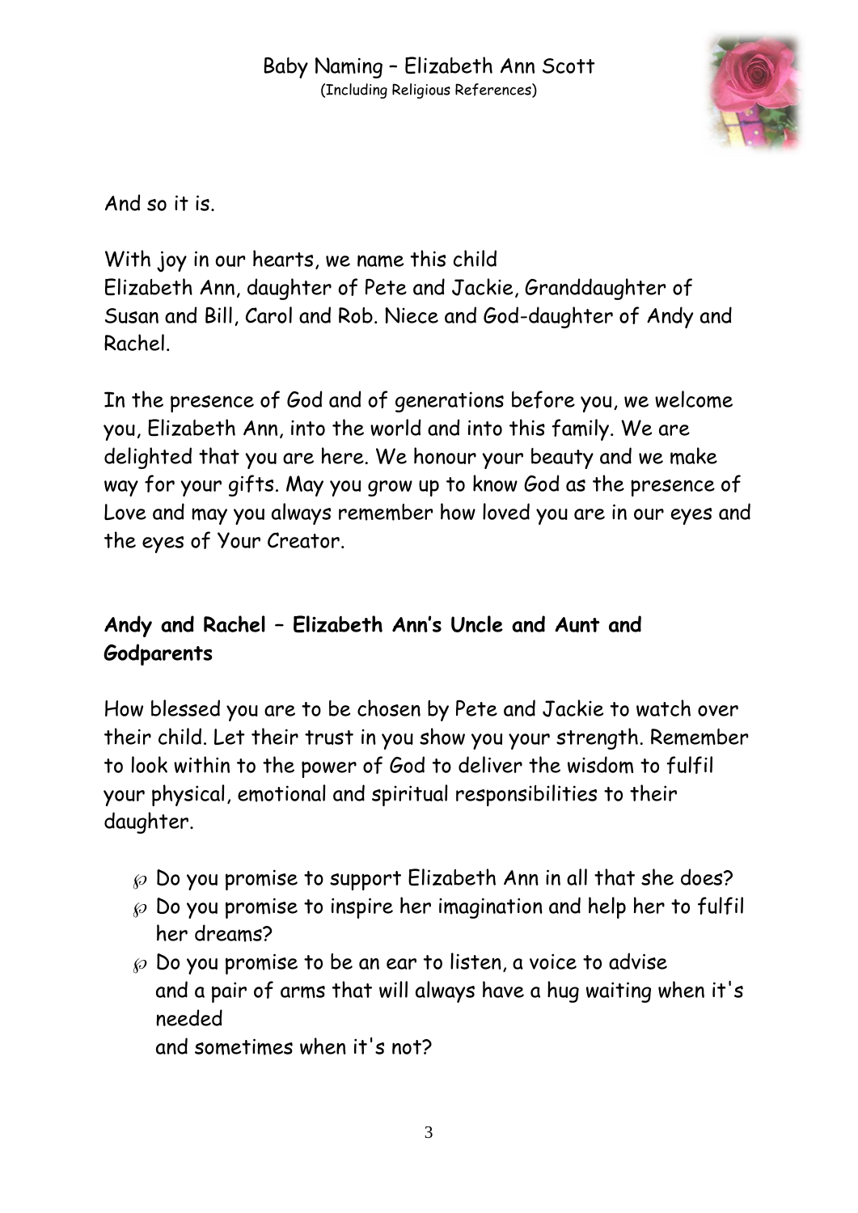And so it is.

With joy in our hearts, we name this child
Elizabeth Ann, daughter of Pete and Jackie, Granddaughter of Susan and Bill, Carol and Rob. Niece and God-daughter of Andy and Rachel.

In the presence of God and of generations before you, we welcome you, Elizabeth Ann, into the world and into this family. We are delighted that you are here. We honour your beauty and we make way for your gifts. May you grow up to know God as the presence of Love and may you always remember how loved you are in our eyes and the eyes of Your Creator.

**Andy and Rachel – Elizabeth Ann's Uncle and Aunt and Godparents**

How blessed you are to be chosen by Pete and Jackie to watch over their child. Let their trust in you show you your strength. Remember to look within to the power of God to deliver the wisdom to fulfil your physical, emotional and spiritual responsibilities to their daughter.

- Do you promise to support Elizabeth Ann in all that she does?
- Do you promise to inspire her imagination and help her to fulfil her dreams?
- Do you promise to be an ear to listen, a voice to advise and a pair of arms that will always have a hug waiting when it's needed and sometimes when it's not?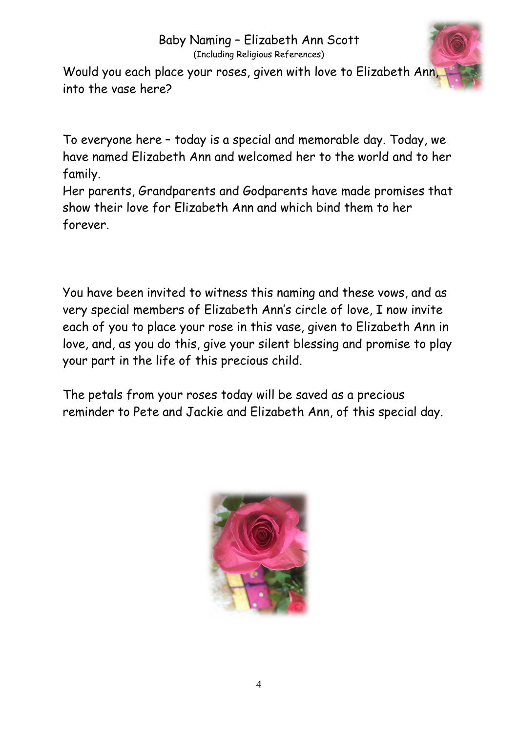Baby Naming – Elizabeth Ann Scott
(Including Religious References)

Would you each place your roses, given with love to Elizabeth Ann, into the vase here?

To everyone here – today is a special and memorable day. Today, we have named Elizabeth Ann and welcomed her to the world and to her family.
Her parents, Grandparents and Godparents have made promises that show their love for Elizabeth Ann and which bind them to her forever.

You have been invited to witness this naming and these vows, and as very special members of Elizabeth Ann's circle of love, I now invite each of you to place your rose in this vase, given to Elizabeth Ann in love, and, as you do this, give your silent blessing and promise to play your part in the life of this precious child.

The petals from your roses today will be saved as a precious reminder to Pete and Jackie and Elizabeth Ann, of this special day.